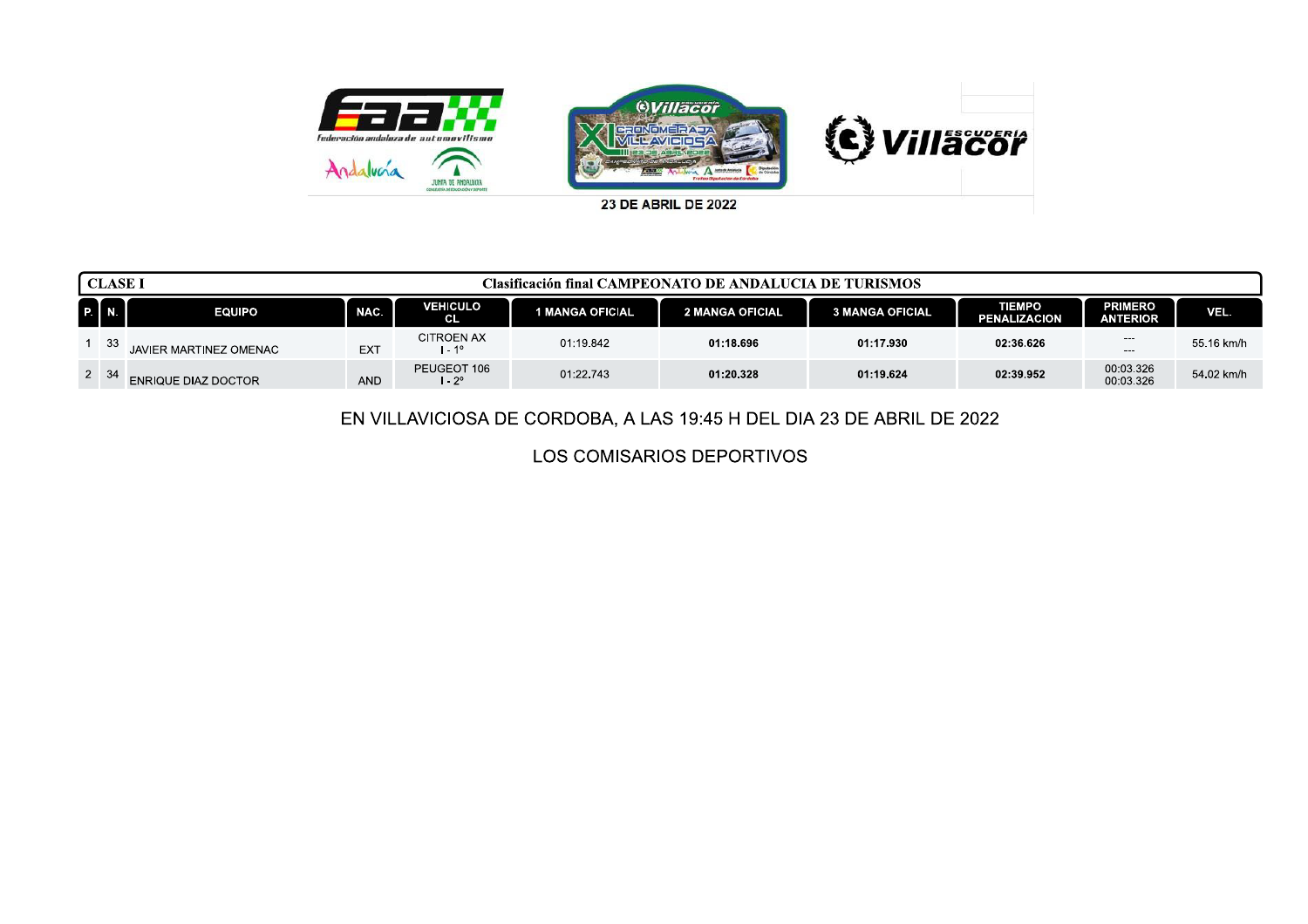23 DE ABRIL DE 2022

**CLASE I** — Clasificación final CAMPEONATO DE ANDALUCIA DE TURISMOS

| P. | N. | EQUIPO | NAC. | VEHICULO CL | 1 MANGA OFICIAL | 2 MANGA OFICIAL | 3 MANGA OFICIAL | TIEMPO PENALIZACION | PRIMERO ANTERIOR | VEL. |
|---|---|---|---|---|---|---|---|---|---|---|
| 1 | 33 | JAVIER MARTINEZ OMENAC | EXT | CITROEN AX I - 1º | 01:19.842 | **01:18.696** | **01:17.930** | **02:36.626** | --- --- | 55.16 km/h |
| 2 | 34 | ENRIQUE DIAZ DOCTOR | AND | PEUGEOT 106 I - 2º | 01:22.743 | **01:20.328** | **01:19.624** | **02:39.952** | 00:03.326 00:03.326 | 54.02 km/h |

EN VILLAVICIOSA DE CORDOBA, A LAS 19:45 H DEL DIA 23 DE ABRIL DE 2022

LOS COMISARIOS DEPORTIVOS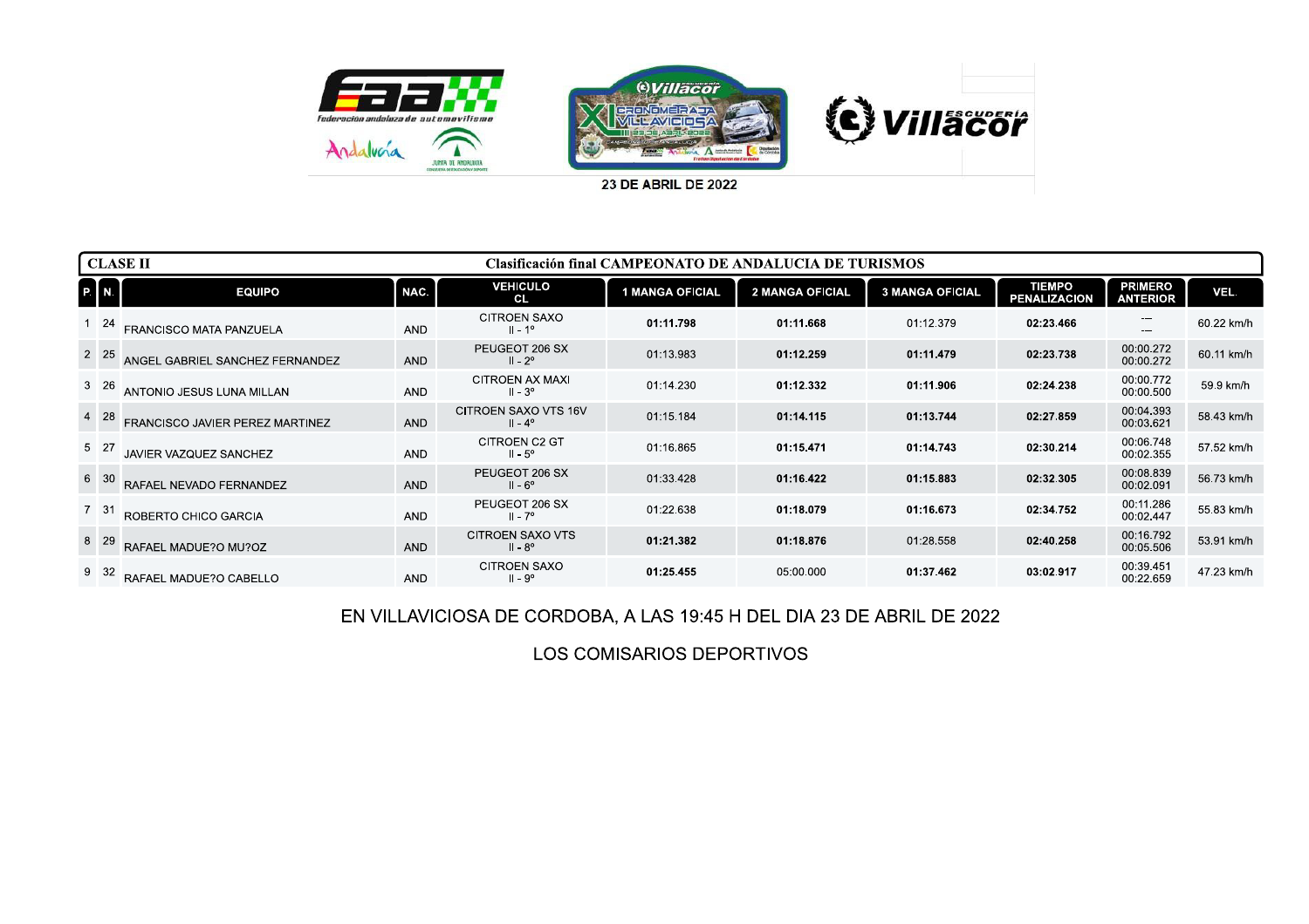23 DE ABRIL DE 2022

**CLASE II** — **Clasificación final CAMPEONATO DE ANDALUCIA DE TURISMOS**

| P. | N. | EQUIPO | NAC. | VEHICULO CL | 1 MANGA OFICIAL | 2 MANGA OFICIAL | 3 MANGA OFICIAL | TIEMPO PENALIZACION | PRIMERO ANTERIOR | VEL. |
|---|---|---|---|---|---|---|---|---|---|---|
| 1 | 24 | FRANCISCO MATA PANZUELA | AND | CITROEN SAXO II - 1º | **01:11.798** | **01:11.668** | 01:12.379 | **02:23.466** | --- --- | 60.22 km/h |
| 2 | 25 | ANGEL GABRIEL SANCHEZ FERNANDEZ | AND | PEUGEOT 206 SX II - 2º | 01:13.983 | **01:12.259** | **01:11.479** | **02:23.738** | 00:00.272 00:00.272 | 60.11 km/h |
| 3 | 26 | ANTONIO JESUS LUNA MILLAN | AND | CITROEN AX MAXI II - 3º | 01:14.230 | **01:12.332** | **01:11.906** | **02:24.238** | 00:00.772 00:00.500 | 59.9 km/h |
| 4 | 28 | FRANCISCO JAVIER PEREZ MARTINEZ | AND | CITROEN SAXO VTS 16V II - 4º | 01:15.184 | **01:14.115** | **01:13.744** | **02:27.859** | 00:04.393 00:03.621 | 58.43 km/h |
| 5 | 27 | JAVIER VAZQUEZ SANCHEZ | AND | CITROEN C2 GT II - 5º | 01:16.865 | **01:15.471** | **01:14.743** | **02:30.214** | 00:06.748 00:02.355 | 57.52 km/h |
| 6 | 30 | RAFAEL NEVADO FERNANDEZ | AND | PEUGEOT 206 SX II - 6º | 01:33.428 | **01:16.422** | **01:15.883** | **02:32.305** | 00:08.839 00:02.091 | 56.73 km/h |
| 7 | 31 | ROBERTO CHICO GARCIA | AND | PEUGEOT 206 SX II - 7º | 01:22.638 | **01:18.079** | **01:16.673** | **02:34.752** | 00:11.286 00:02.447 | 55.83 km/h |
| 8 | 29 | RAFAEL MADUE?O MU?OZ | AND | CITROEN SAXO VTS II - 8º | **01:21.382** | **01:18.876** | 01:28.558 | **02:40.258** | 00:16.792 00:05.506 | 53.91 km/h |
| 9 | 32 | RAFAEL MADUE?O CABELLO | AND | CITROEN SAXO II - 9º | **01:25.455** | 05:00.000 | **01:37.462** | **03:02.917** | 00:39.451 00:22.659 | 47.23 km/h |

EN VILLAVICIOSA DE CORDOBA, A LAS 19:45 H DEL DIA 23 DE ABRIL DE 2022

LOS COMISARIOS DEPORTIVOS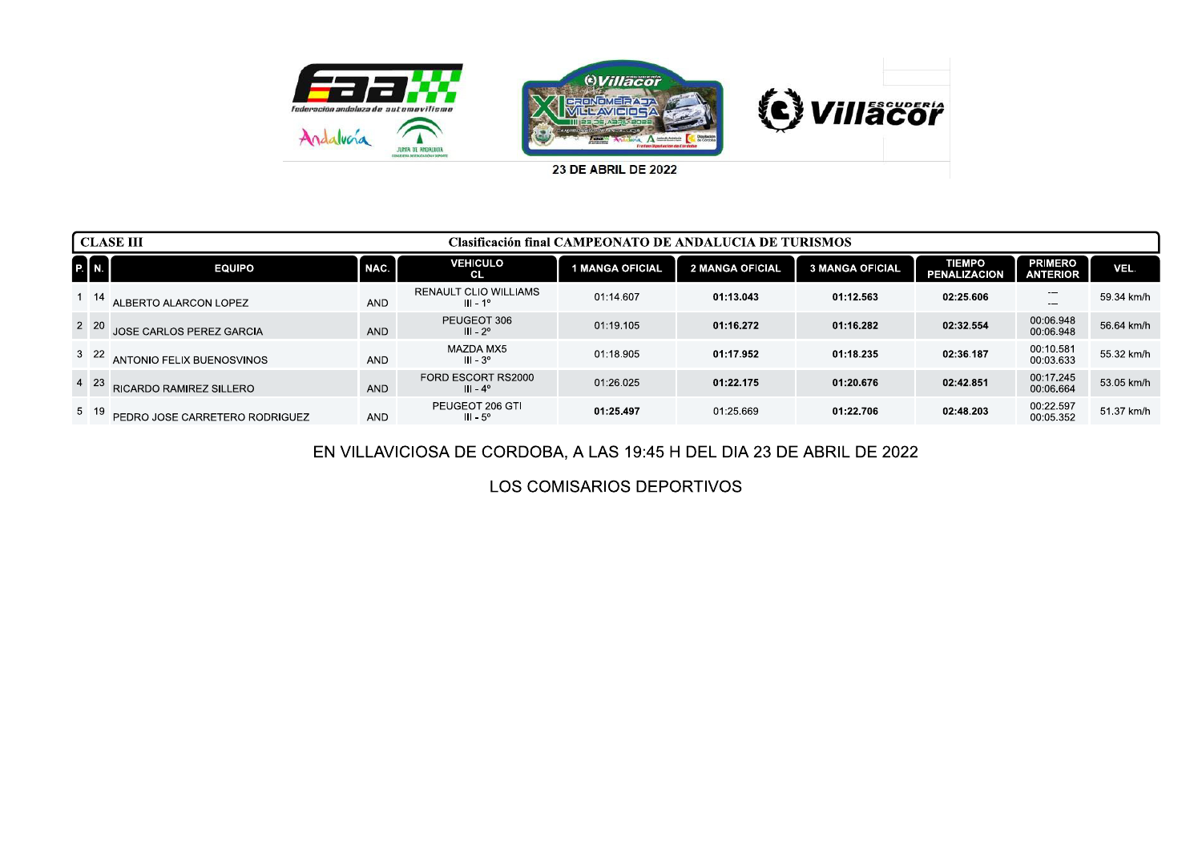23 DE ABRIL DE 2022

**CLASE III** — **Clasificación final CAMPEONATO DE ANDALUCIA DE TURISMOS**

| P. | N. | EQUIPO | NAC. | VEHICULO CL | 1 MANGA OFICIAL | 2 MANGA OFICIAL | 3 MANGA OFICIAL | TIEMPO PENALIZACION | PRIMERO ANTERIOR | VEL. |
|---|---|---|---|---|---|---|---|---|---|---|
| 1 | 14 | ALBERTO ALARCON LOPEZ | AND | RENAULT CLIO WILLIAMS III - 1º | 01:14.607 | **01:13.043** | **01:12.563** | **02:25.606** | --- --- | 59.34 km/h |
| 2 | 20 | JOSE CARLOS PEREZ GARCIA | AND | PEUGEOT 306 III - 2º | 01:19.105 | **01:16.272** | **01:16.282** | **02:32.554** | 00:06.948 00:06.948 | 56.64 km/h |
| 3 | 22 | ANTONIO FELIX BUENOSVINOS | AND | MAZDA MX5 III - 3º | 01:18.905 | **01:17.952** | **01:18.235** | **02:36.187** | 00:10.581 00:03.633 | 55.32 km/h |
| 4 | 23 | RICARDO RAMIREZ SILLERO | AND | FORD ESCORT RS2000 III - 4º | 01:26.025 | **01:22.175** | **01:20.676** | **02:42.851** | 00:17.245 00:06.664 | 53.05 km/h |
| 5 | 19 | PEDRO JOSE CARRETERO RODRIGUEZ | AND | PEUGEOT 206 GTI III - 5º | **01:25.497** | 01:25.669 | **01:22.706** | **02:48.203** | 00:22.597 00:05.352 | 51.37 km/h |

EN VILLAVICIOSA DE CORDOBA, A LAS 19:45 H DEL DIA 23 DE ABRIL DE 2022

LOS COMISARIOS DEPORTIVOS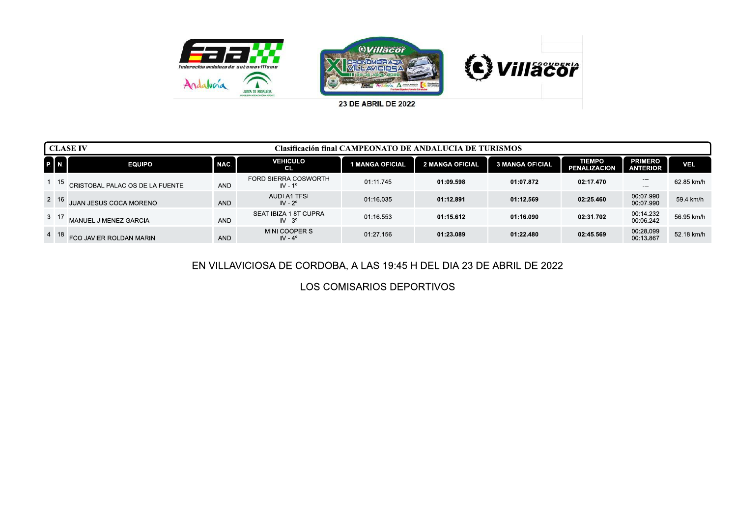23 DE ABRIL DE 2022

**CLASE IV** — **Clasificación final CAMPEONATO DE ANDALUCIA DE TURISMOS**

| P. | N. | EQUIPO | NAC. | VEHICULO CL | 1 MANGA OFICIAL | 2 MANGA OFICIAL | 3 MANGA OFICIAL | TIEMPO PENALIZACION | PRIMERO ANTERIOR | VEL. |
|---|---|---|---|---|---|---|---|---|---|---|
| 1 | 15 | CRISTOBAL PALACIOS DE LA FUENTE | AND | FORD SIERRA COSWORTH IV - 1º | 01:11.745 | **01:09.598** | **01:07.872** | **02:17.470** | --- --- | 62.85 km/h |
| 2 | 16 | JUAN JESUS COCA MORENO | AND | AUDI A1 TFSI IV - 2º | 01:16.035 | **01:12.891** | **01:12.569** | **02:25.460** | 00:07.990 00:07.990 | 59.4 km/h |
| 3 | 17 | MANUEL JIMENEZ GARCIA | AND | SEAT IBIZA 1 8T CUPRA IV - 3º | 01:16.553 | **01:15.612** | **01:16.090** | **02:31.702** | 00:14.232 00:06.242 | 56.95 km/h |
| 4 | 18 | FCO JAVIER ROLDAN MARIN | AND | MINI COOPER S IV - 4º | 01:27.156 | **01:23.089** | **01:22.480** | **02:45.569** | 00:28.099 00:13.867 | 52.18 km/h |

EN VILLAVICIOSA DE CORDOBA, A LAS 19:45 H DEL DIA 23 DE ABRIL DE 2022

LOS COMISARIOS DEPORTIVOS